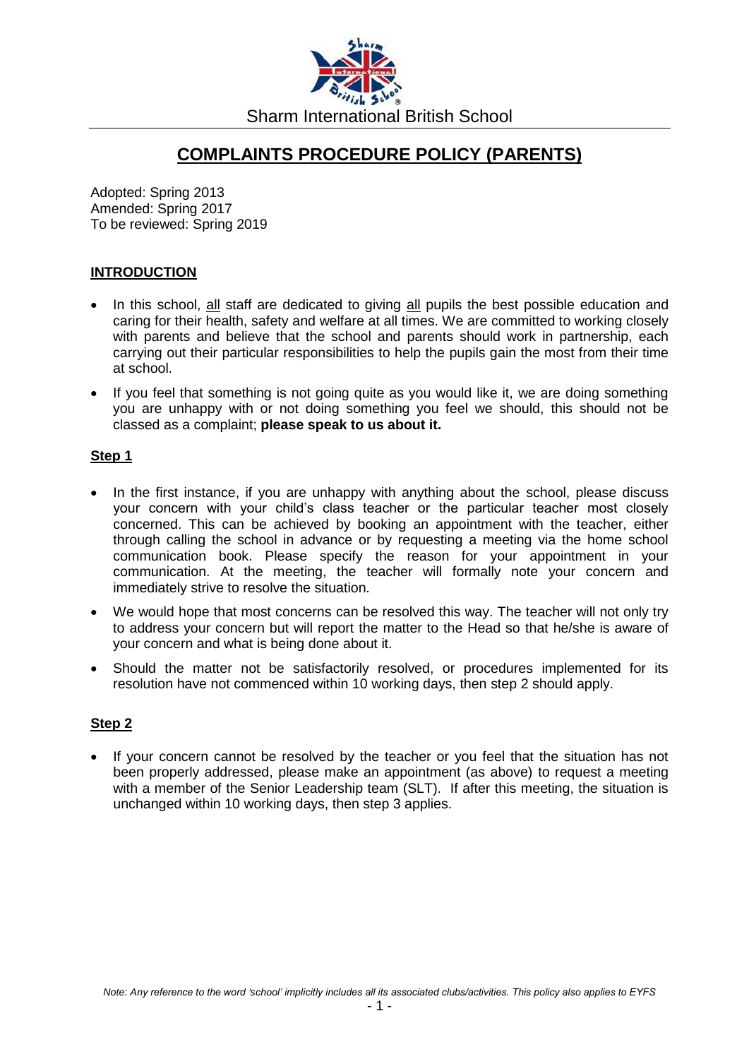Sharm International British School

# COMPLAINTS PROCEDURE POLICY (PARENTS)

Adopted: Spring 2013
Amended: Spring 2017
To be reviewed: Spring 2019

## INTRODUCTION

- In this school, all staff are dedicated to giving all pupils the best possible education and caring for their health, safety and welfare at all times. We are committed to working closely with parents and believe that the school and parents should work in partnership, each carrying out their particular responsibilities to help the pupils gain the most from their time at school.
- If you feel that something is not going quite as you would like it, we are doing something you are unhappy with or not doing something you feel we should, this should not be classed as a complaint; **please speak to us about it.**

## Step 1

- In the first instance, if you are unhappy with anything about the school, please discuss your concern with your child's class teacher or the particular teacher most closely concerned. This can be achieved by booking an appointment with the teacher, either through calling the school in advance or by requesting a meeting via the home school communication book. Please specify the reason for your appointment in your communication. At the meeting, the teacher will formally note your concern and immediately strive to resolve the situation.
- We would hope that most concerns can be resolved this way. The teacher will not only try to address your concern but will report the matter to the Head so that he/she is aware of your concern and what is being done about it.
- Should the matter not be satisfactorily resolved, or procedures implemented for its resolution have not commenced within 10 working days, then step 2 should apply.

## Step 2

- If your concern cannot be resolved by the teacher or you feel that the situation has not been properly addressed, please make an appointment (as above) to request a meeting with a member of the Senior Leadership team (SLT). If after this meeting, the situation is unchanged within 10 working days, then step 3 applies.

*Note: Any reference to the word 'school' implicitly includes all its associated clubs/activities. This policy also applies to EYFS*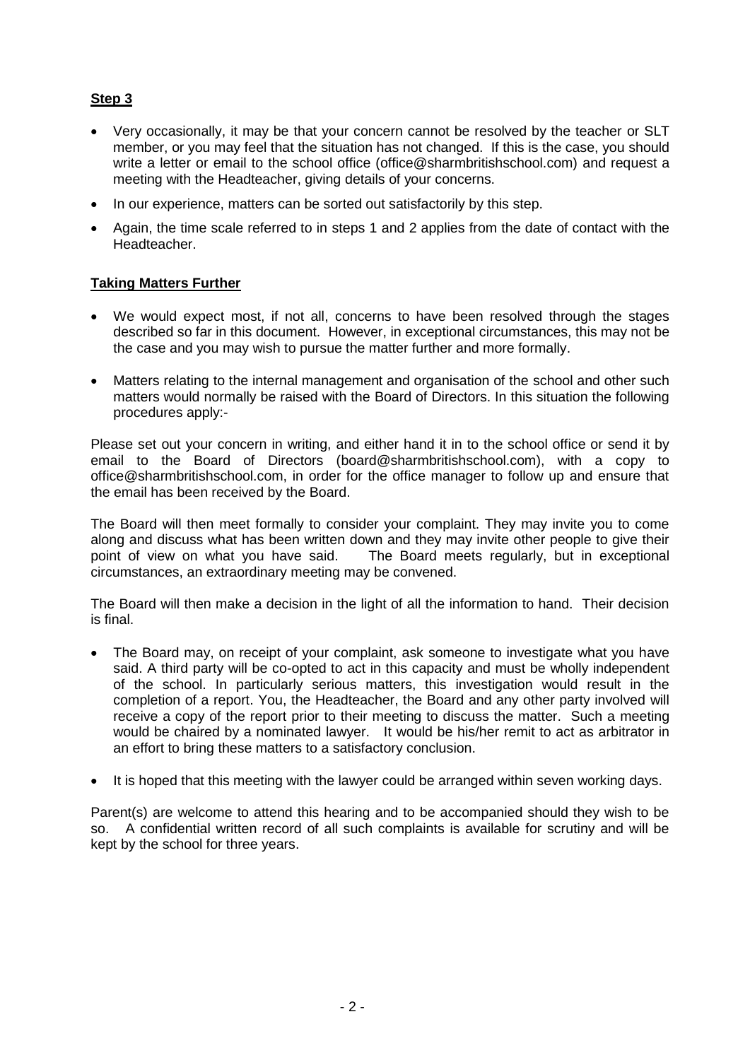**Step 3**

- Very occasionally, it may be that your concern cannot be resolved by the teacher or SLT member, or you may feel that the situation has not changed. If this is the case, you should write a letter or email to the school office (office@sharmbritishschool.com) and request a meeting with the Headteacher, giving details of your concerns.
- In our experience, matters can be sorted out satisfactorily by this step.
- Again, the time scale referred to in steps 1 and 2 applies from the date of contact with the Headteacher.

**Taking Matters Further**

- We would expect most, if not all, concerns to have been resolved through the stages described so far in this document. However, in exceptional circumstances, this may not be the case and you may wish to pursue the matter further and more formally.
- Matters relating to the internal management and organisation of the school and other such matters would normally be raised with the Board of Directors. In this situation the following procedures apply:-

Please set out your concern in writing, and either hand it in to the school office or send it by email to the Board of Directors (board@sharmbritishschool.com), with a copy to office@sharmbritishschool.com, in order for the office manager to follow up and ensure that the email has been received by the Board.

The Board will then meet formally to consider your complaint. They may invite you to come along and discuss what has been written down and they may invite other people to give their point of view on what you have said. The Board meets regularly, but in exceptional circumstances, an extraordinary meeting may be convened.

The Board will then make a decision in the light of all the information to hand. Their decision is final.

- The Board may, on receipt of your complaint, ask someone to investigate what you have said. A third party will be co-opted to act in this capacity and must be wholly independent of the school. In particularly serious matters, this investigation would result in the completion of a report. You, the Headteacher, the Board and any other party involved will receive a copy of the report prior to their meeting to discuss the matter. Such a meeting would be chaired by a nominated lawyer. It would be his/her remit to act as arbitrator in an effort to bring these matters to a satisfactory conclusion.
- It is hoped that this meeting with the lawyer could be arranged within seven working days.

Parent(s) are welcome to attend this hearing and to be accompanied should they wish to be so. A confidential written record of all such complaints is available for scrutiny and will be kept by the school for three years.